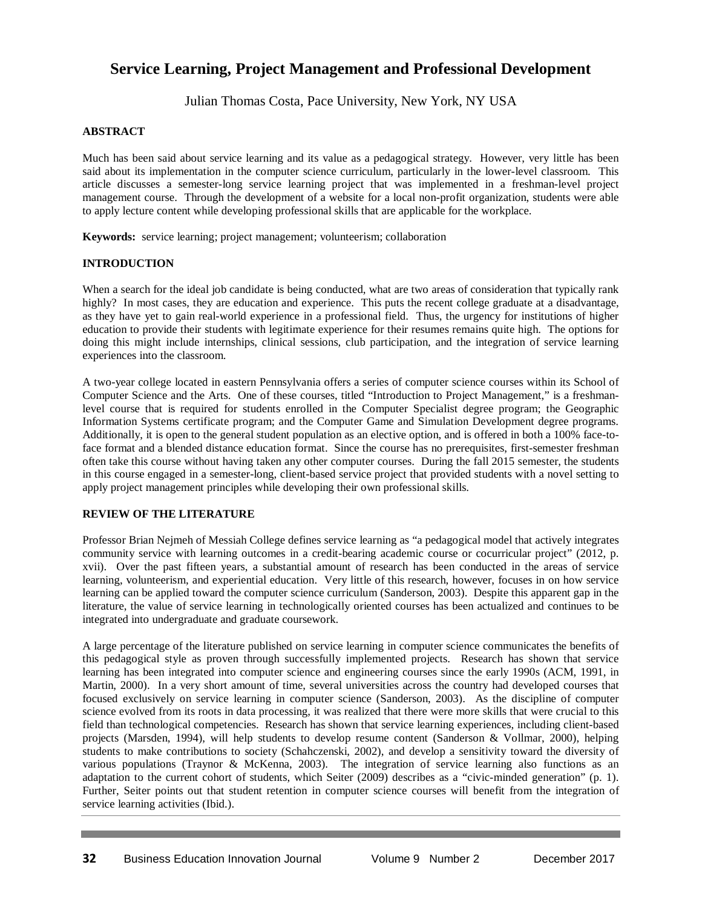# Service Learning, Project Management and Professional Development

Julian Thomas Costa, Pace University, New York, NY USA

## ABSTRACT

Much has been said about service learning and its value as a pedagogical strategy. However, very little has been said about its implementation in the computer science curriculum, particularly in the lower-level classroom. This article discusses a semester-long service learning project that was implemented in a freshman-level project management course. Through the development of a website for a local non-profit organization, students were able to apply lecture content while developing professional skills that are applicable for the workplace.

**Keywords:** service learning; project management; volunteerism; collaboration

## INTRODUCTION

When a search for the ideal job candidate is being conducted, what are two areas of consideration that typically rank highly? In most cases, they are education and experience. This puts the recent college graduate at a disadvantage, as they have yet to gain real-world experience in a professional field. Thus, the urgency for institutions of higher education to provide their students with legitimate experience for their resumes remains quite high. The options for doing this might include internships, clinical sessions, club participation, and the integration of service learning experiences into the classroom.

A two-year college located in eastern Pennsylvania offers a series of computer science courses within its School of Computer Science and the Arts. One of these courses, titled "Introduction to Project Management," is a freshman-level course that is required for students enrolled in the Computer Specialist degree program; the Geographic Information Systems certificate program; and the Computer Game and Simulation Development degree programs. Additionally, it is open to the general student population as an elective option, and is offered in both a 100% face-to-face format and a blended distance education format. Since the course has no prerequisites, first-semester freshman often take this course without having taken any other computer courses. During the fall 2015 semester, the students in this course engaged in a semester-long, client-based service project that provided students with a novel setting to apply project management principles while developing their own professional skills.

## REVIEW OF THE LITERATURE

Professor Brian Nejmeh of Messiah College defines service learning as "a pedagogical model that actively integrates community service with learning outcomes in a credit-bearing academic course or cocurricular project" (2012, p. xvii). Over the past fifteen years, a substantial amount of research has been conducted in the areas of service learning, volunteerism, and experiential education. Very little of this research, however, focuses in on how service learning can be applied toward the computer science curriculum (Sanderson, 2003). Despite this apparent gap in the literature, the value of service learning in technologically oriented courses has been actualized and continues to be integrated into undergraduate and graduate coursework.

A large percentage of the literature published on service learning in computer science communicates the benefits of this pedagogical style as proven through successfully implemented projects. Research has shown that service learning has been integrated into computer science and engineering courses since the early 1990s (ACM, 1991, in Martin, 2000). In a very short amount of time, several universities across the country had developed courses that focused exclusively on service learning in computer science (Sanderson, 2003). As the discipline of computer science evolved from its roots in data processing, it was realized that there were more skills that were crucial to this field than technological competencies. Research has shown that service learning experiences, including client-based projects (Marsden, 1994), will help students to develop resume content (Sanderson & Vollmar, 2000), helping students to make contributions to society (Schahczenski, 2002), and develop a sensitivity toward the diversity of various populations (Traynor & McKenna, 2003). The integration of service learning also functions as an adaptation to the current cohort of students, which Seiter (2009) describes as a "civic-minded generation" (p. 1). Further, Seiter points out that student retention in computer science courses will benefit from the integration of service learning activities (Ibid.).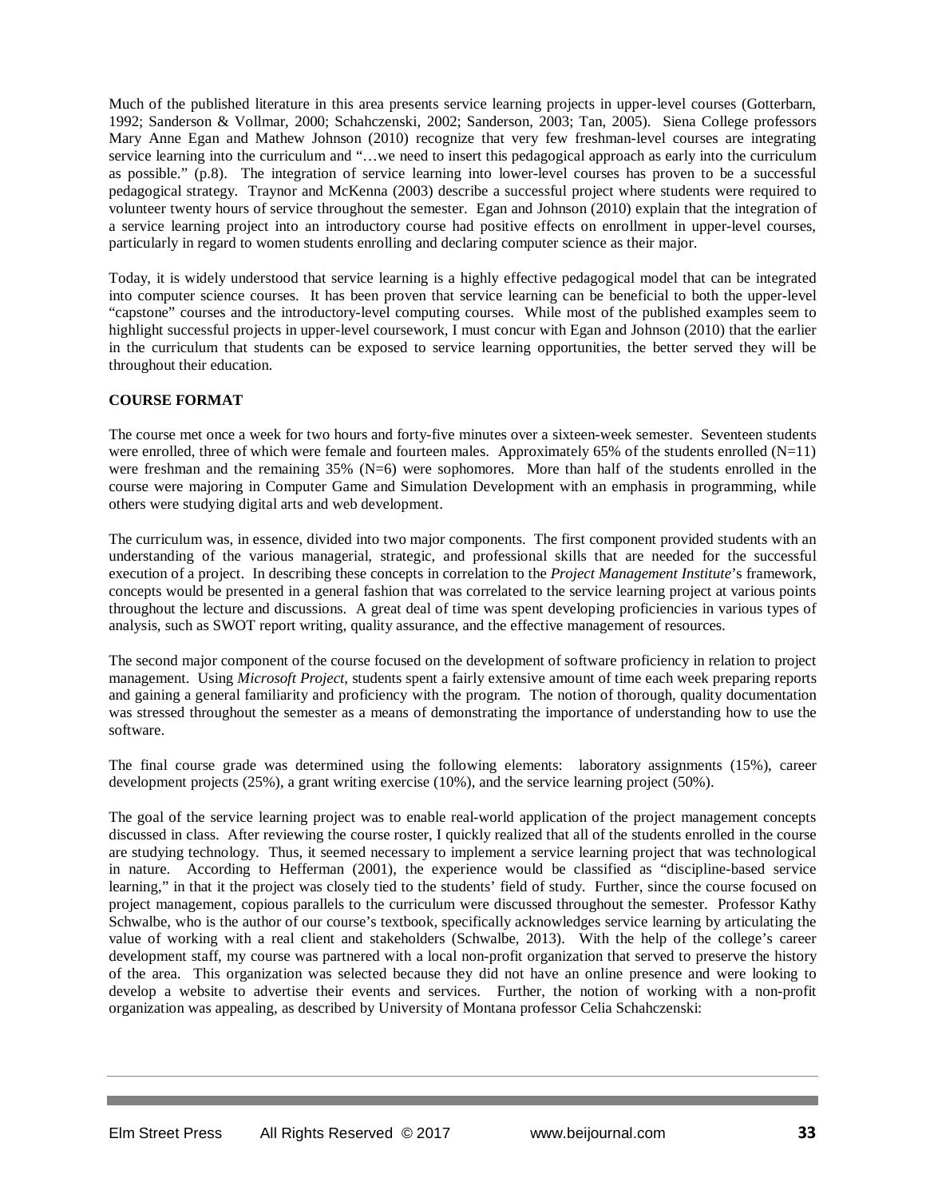Much of the published literature in this area presents service learning projects in upper-level courses (Gotterbarn, 1992; Sanderson & Vollmar, 2000; Schahczenski, 2002; Sanderson, 2003; Tan, 2005). Siena College professors Mary Anne Egan and Mathew Johnson (2010) recognize that very few freshman-level courses are integrating service learning into the curriculum and "…we need to insert this pedagogical approach as early into the curriculum as possible." (p.8). The integration of service learning into lower-level courses has proven to be a successful pedagogical strategy. Traynor and McKenna (2003) describe a successful project where students were required to volunteer twenty hours of service throughout the semester. Egan and Johnson (2010) explain that the integration of a service learning project into an introductory course had positive effects on enrollment in upper-level courses, particularly in regard to women students enrolling and declaring computer science as their major.

Today, it is widely understood that service learning is a highly effective pedagogical model that can be integrated into computer science courses. It has been proven that service learning can be beneficial to both the upper-level "capstone" courses and the introductory-level computing courses. While most of the published examples seem to highlight successful projects in upper-level coursework, I must concur with Egan and Johnson (2010) that the earlier in the curriculum that students can be exposed to service learning opportunities, the better served they will be throughout their education.

**COURSE FORMAT**

The course met once a week for two hours and forty-five minutes over a sixteen-week semester. Seventeen students were enrolled, three of which were female and fourteen males. Approximately 65% of the students enrolled (N=11) were freshman and the remaining 35% (N=6) were sophomores. More than half of the students enrolled in the course were majoring in Computer Game and Simulation Development with an emphasis in programming, while others were studying digital arts and web development.

The curriculum was, in essence, divided into two major components. The first component provided students with an understanding of the various managerial, strategic, and professional skills that are needed for the successful execution of a project. In describing these concepts in correlation to the *Project Management Institute*'s framework, concepts would be presented in a general fashion that was correlated to the service learning project at various points throughout the lecture and discussions. A great deal of time was spent developing proficiencies in various types of analysis, such as SWOT report writing, quality assurance, and the effective management of resources.

The second major component of the course focused on the development of software proficiency in relation to project management. Using *Microsoft Project*, students spent a fairly extensive amount of time each week preparing reports and gaining a general familiarity and proficiency with the program. The notion of thorough, quality documentation was stressed throughout the semester as a means of demonstrating the importance of understanding how to use the software.

The final course grade was determined using the following elements: laboratory assignments (15%), career development projects (25%), a grant writing exercise (10%), and the service learning project (50%).

The goal of the service learning project was to enable real-world application of the project management concepts discussed in class. After reviewing the course roster, I quickly realized that all of the students enrolled in the course are studying technology. Thus, it seemed necessary to implement a service learning project that was technological in nature. According to Hefferman (2001), the experience would be classified as "discipline-based service learning," in that it the project was closely tied to the students' field of study. Further, since the course focused on project management, copious parallels to the curriculum were discussed throughout the semester. Professor Kathy Schwalbe, who is the author of our course's textbook, specifically acknowledges service learning by articulating the value of working with a real client and stakeholders (Schwalbe, 2013). With the help of the college's career development staff, my course was partnered with a local non-profit organization that served to preserve the history of the area. This organization was selected because they did not have an online presence and were looking to develop a website to advertise their events and services. Further, the notion of working with a non-profit organization was appealing, as described by University of Montana professor Celia Schahczenski: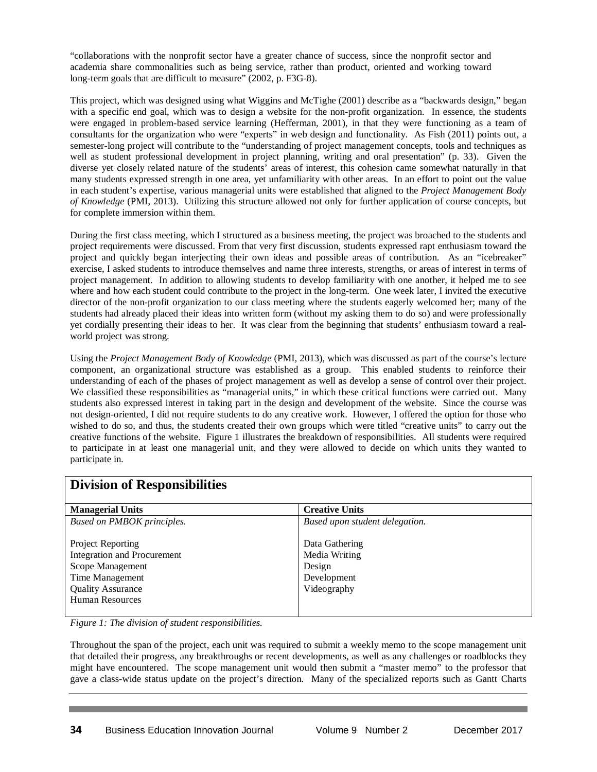"collaborations with the nonprofit sector have a greater chance of success, since the nonprofit sector and academia share commonalities such as being service, rather than product, oriented and working toward long-term goals that are difficult to measure" (2002, p. F3G-8).

This project, which was designed using what Wiggins and McTighe (2001) describe as a "backwards design," began with a specific end goal, which was to design a website for the non-profit organization. In essence, the students were engaged in problem-based service learning (Hefferman, 2001), in that they were functioning as a team of consultants for the organization who were "experts" in web design and functionality. As Fish (2011) points out, a semester-long project will contribute to the "understanding of project management concepts, tools and techniques as well as student professional development in project planning, writing and oral presentation" (p. 33). Given the diverse yet closely related nature of the students' areas of interest, this cohesion came somewhat naturally in that many students expressed strength in one area, yet unfamiliarity with other areas. In an effort to point out the value in each student's expertise, various managerial units were established that aligned to the *Project Management Body of Knowledge* (PMI, 2013). Utilizing this structure allowed not only for further application of course concepts, but for complete immersion within them.

During the first class meeting, which I structured as a business meeting, the project was broached to the students and project requirements were discussed. From that very first discussion, students expressed rapt enthusiasm toward the project and quickly began interjecting their own ideas and possible areas of contribution. As an "icebreaker" exercise, I asked students to introduce themselves and name three interests, strengths, or areas of interest in terms of project management. In addition to allowing students to develop familiarity with one another, it helped me to see where and how each student could contribute to the project in the long-term. One week later, I invited the executive director of the non-profit organization to our class meeting where the students eagerly welcomed her; many of the students had already placed their ideas into written form (without my asking them to do so) and were professionally yet cordially presenting their ideas to her. It was clear from the beginning that students' enthusiasm toward a real-world project was strong.

Using the *Project Management Body of Knowledge* (PMI, 2013), which was discussed as part of the course's lecture component, an organizational structure was established as a group. This enabled students to reinforce their understanding of each of the phases of project management as well as develop a sense of control over their project. We classified these responsibilities as "managerial units," in which these critical functions were carried out. Many students also expressed interest in taking part in the design and development of the website. Since the course was not design-oriented, I did not require students to do any creative work. However, I offered the option for those who wished to do so, and thus, the students created their own groups which were titled "creative units" to carry out the creative functions of the website. Figure 1 illustrates the breakdown of responsibilities. All students were required to participate in at least one managerial unit, and they were allowed to decide on which units they wanted to participate in.

**Division of Responsibilities**

| **Managerial Units** | **Creative Units** |
|---|---|
| *Based on PMBOK principles.* | *Based upon student delegation.* |
| Project Reporting | Data Gathering |
| Integration and Procurement | Media Writing |
| Scope Management | Design |
| Time Management | Development |
| Quality Assurance | Videography |
| Human Resources | |

*Figure 1: The division of student responsibilities.*

Throughout the span of the project, each unit was required to submit a weekly memo to the scope management unit that detailed their progress, any breakthroughs or recent developments, as well as any challenges or roadblocks they might have encountered. The scope management unit would then submit a "master memo" to the professor that gave a class-wide status update on the project's direction. Many of the specialized reports such as Gantt Charts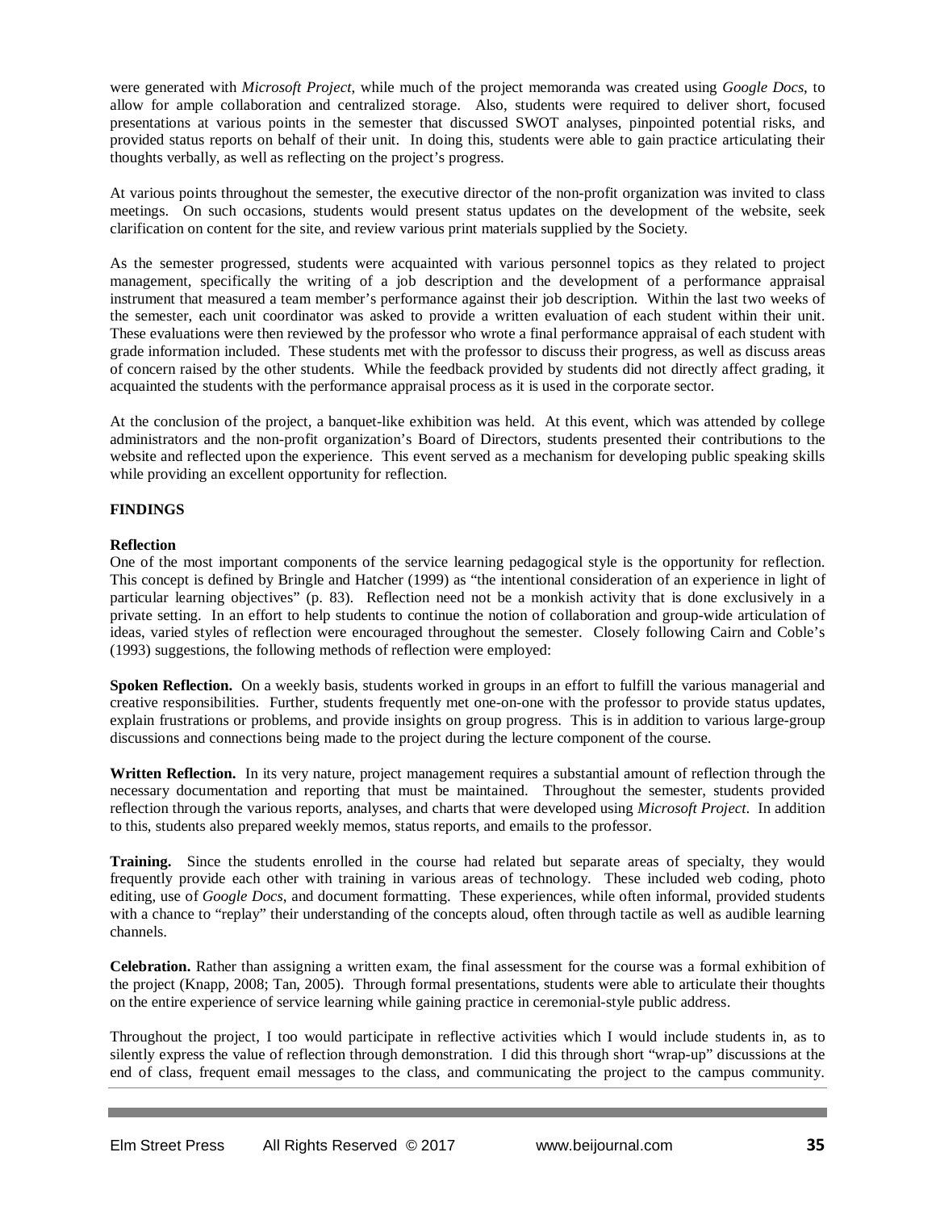were generated with *Microsoft Project*, while much of the project memoranda was created using *Google Docs*, to allow for ample collaboration and centralized storage. Also, students were required to deliver short, focused presentations at various points in the semester that discussed SWOT analyses, pinpointed potential risks, and provided status reports on behalf of their unit. In doing this, students were able to gain practice articulating their thoughts verbally, as well as reflecting on the project's progress.

At various points throughout the semester, the executive director of the non-profit organization was invited to class meetings. On such occasions, students would present status updates on the development of the website, seek clarification on content for the site, and review various print materials supplied by the Society.

As the semester progressed, students were acquainted with various personnel topics as they related to project management, specifically the writing of a job description and the development of a performance appraisal instrument that measured a team member's performance against their job description. Within the last two weeks of the semester, each unit coordinator was asked to provide a written evaluation of each student within their unit. These evaluations were then reviewed by the professor who wrote a final performance appraisal of each student with grade information included. These students met with the professor to discuss their progress, as well as discuss areas of concern raised by the other students. While the feedback provided by students did not directly affect grading, it acquainted the students with the performance appraisal process as it is used in the corporate sector.

At the conclusion of the project, a banquet-like exhibition was held. At this event, which was attended by college administrators and the non-profit organization's Board of Directors, students presented their contributions to the website and reflected upon the experience. This event served as a mechanism for developing public speaking skills while providing an excellent opportunity for reflection.

## FINDINGS

### Reflection

One of the most important components of the service learning pedagogical style is the opportunity for reflection. This concept is defined by Bringle and Hatcher (1999) as "the intentional consideration of an experience in light of particular learning objectives" (p. 83). Reflection need not be a monkish activity that is done exclusively in a private setting. In an effort to help students to continue the notion of collaboration and group-wide articulation of ideas, varied styles of reflection were encouraged throughout the semester. Closely following Cairn and Coble's (1993) suggestions, the following methods of reflection were employed:

**Spoken Reflection.** On a weekly basis, students worked in groups in an effort to fulfill the various managerial and creative responsibilities. Further, students frequently met one-on-one with the professor to provide status updates, explain frustrations or problems, and provide insights on group progress. This is in addition to various large-group discussions and connections being made to the project during the lecture component of the course.

**Written Reflection.** In its very nature, project management requires a substantial amount of reflection through the necessary documentation and reporting that must be maintained. Throughout the semester, students provided reflection through the various reports, analyses, and charts that were developed using *Microsoft Project*. In addition to this, students also prepared weekly memos, status reports, and emails to the professor.

**Training.** Since the students enrolled in the course had related but separate areas of specialty, they would frequently provide each other with training in various areas of technology. These included web coding, photo editing, use of *Google Docs*, and document formatting. These experiences, while often informal, provided students with a chance to "replay" their understanding of the concepts aloud, often through tactile as well as audible learning channels.

**Celebration.** Rather than assigning a written exam, the final assessment for the course was a formal exhibition of the project (Knapp, 2008; Tan, 2005). Through formal presentations, students were able to articulate their thoughts on the entire experience of service learning while gaining practice in ceremonial-style public address.

Throughout the project, I too would participate in reflective activities which I would include students in, as to silently express the value of reflection through demonstration. I did this through short "wrap-up" discussions at the end of class, frequent email messages to the class, and communicating the project to the campus community.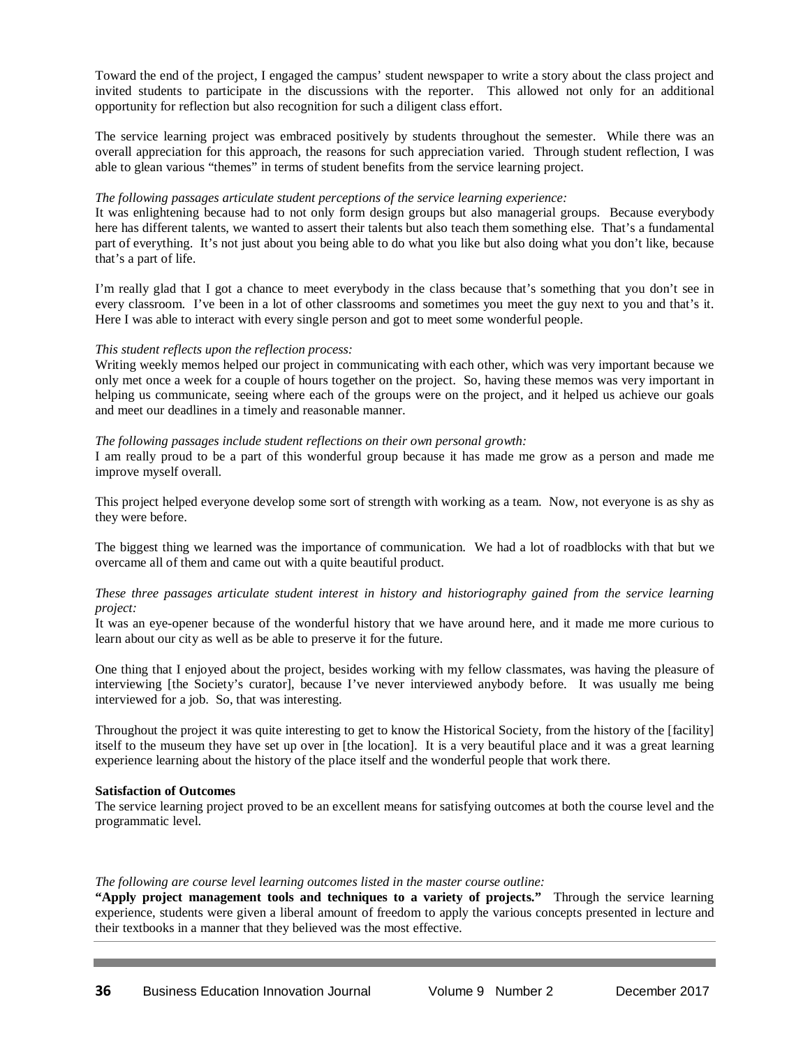Toward the end of the project, I engaged the campus' student newspaper to write a story about the class project and invited students to participate in the discussions with the reporter. This allowed not only for an additional opportunity for reflection but also recognition for such a diligent class effort.

The service learning project was embraced positively by students throughout the semester. While there was an overall appreciation for this approach, the reasons for such appreciation varied. Through student reflection, I was able to glean various "themes" in terms of student benefits from the service learning project.

*The following passages articulate student perceptions of the service learning experience:*
It was enlightening because had to not only form design groups but also managerial groups. Because everybody here has different talents, we wanted to assert their talents but also teach them something else. That's a fundamental part of everything. It's not just about you being able to do what you like but also doing what you don't like, because that's a part of life.

I'm really glad that I got a chance to meet everybody in the class because that's something that you don't see in every classroom. I've been in a lot of other classrooms and sometimes you meet the guy next to you and that's it. Here I was able to interact with every single person and got to meet some wonderful people.

*This student reflects upon the reflection process:*
Writing weekly memos helped our project in communicating with each other, which was very important because we only met once a week for a couple of hours together on the project. So, having these memos was very important in helping us communicate, seeing where each of the groups were on the project, and it helped us achieve our goals and meet our deadlines in a timely and reasonable manner.

*The following passages include student reflections on their own personal growth:*
I am really proud to be a part of this wonderful group because it has made me grow as a person and made me improve myself overall.

This project helped everyone develop some sort of strength with working as a team. Now, not everyone is as shy as they were before.

The biggest thing we learned was the importance of communication. We had a lot of roadblocks with that but we overcame all of them and came out with a quite beautiful product.

*These three passages articulate student interest in history and historiography gained from the service learning project:*
It was an eye-opener because of the wonderful history that we have around here, and it made me more curious to learn about our city as well as be able to preserve it for the future.

One thing that I enjoyed about the project, besides working with my fellow classmates, was having the pleasure of interviewing [the Society's curator], because I've never interviewed anybody before. It was usually me being interviewed for a job. So, that was interesting.

Throughout the project it was quite interesting to get to know the Historical Society, from the history of the [facility] itself to the museum they have set up over in [the location]. It is a very beautiful place and it was a great learning experience learning about the history of the place itself and the wonderful people that work there.

**Satisfaction of Outcomes**

The service learning project proved to be an excellent means for satisfying outcomes at both the course level and the programmatic level.

*The following are course level learning outcomes listed in the master course outline:*
**"Apply project management tools and techniques to a variety of projects."** Through the service learning experience, students were given a liberal amount of freedom to apply the various concepts presented in lecture and their textbooks in a manner that they believed was the most effective.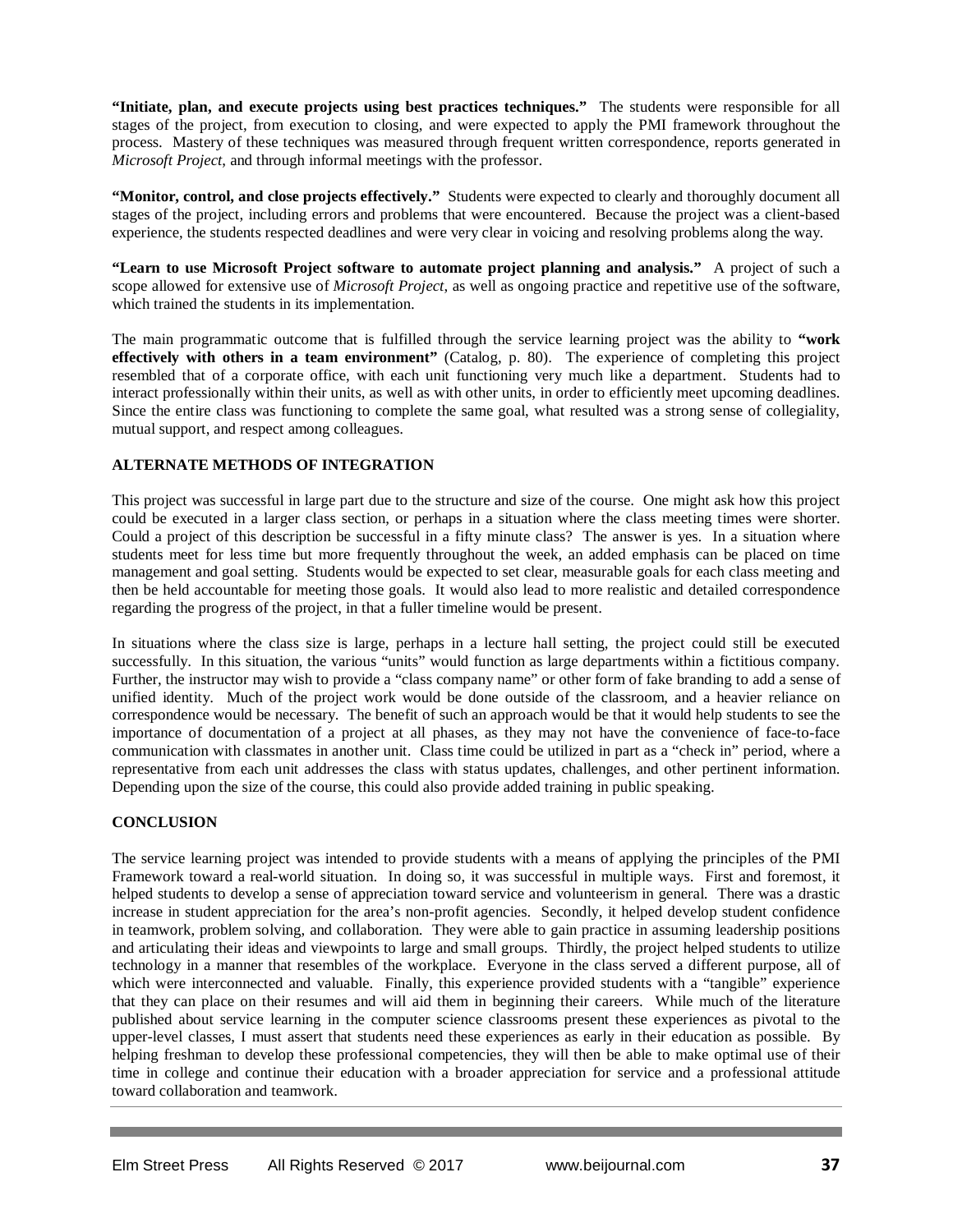**"Initiate, plan, and execute projects using best practices techniques."** The students were responsible for all stages of the project, from execution to closing, and were expected to apply the PMI framework throughout the process. Mastery of these techniques was measured through frequent written correspondence, reports generated in *Microsoft Project*, and through informal meetings with the professor.

**"Monitor, control, and close projects effectively."** Students were expected to clearly and thoroughly document all stages of the project, including errors and problems that were encountered. Because the project was a client-based experience, the students respected deadlines and were very clear in voicing and resolving problems along the way.

**"Learn to use Microsoft Project software to automate project planning and analysis."** A project of such a scope allowed for extensive use of *Microsoft Project*, as well as ongoing practice and repetitive use of the software, which trained the students in its implementation.

The main programmatic outcome that is fulfilled through the service learning project was the ability to **"work effectively with others in a team environment"** (Catalog, p. 80). The experience of completing this project resembled that of a corporate office, with each unit functioning very much like a department. Students had to interact professionally within their units, as well as with other units, in order to efficiently meet upcoming deadlines. Since the entire class was functioning to complete the same goal, what resulted was a strong sense of collegiality, mutual support, and respect among colleagues.

## ALTERNATE METHODS OF INTEGRATION

This project was successful in large part due to the structure and size of the course. One might ask how this project could be executed in a larger class section, or perhaps in a situation where the class meeting times were shorter. Could a project of this description be successful in a fifty minute class? The answer is yes. In a situation where students meet for less time but more frequently throughout the week, an added emphasis can be placed on time management and goal setting. Students would be expected to set clear, measurable goals for each class meeting and then be held accountable for meeting those goals. It would also lead to more realistic and detailed correspondence regarding the progress of the project, in that a fuller timeline would be present.

In situations where the class size is large, perhaps in a lecture hall setting, the project could still be executed successfully. In this situation, the various "units" would function as large departments within a fictitious company. Further, the instructor may wish to provide a "class company name" or other form of fake branding to add a sense of unified identity. Much of the project work would be done outside of the classroom, and a heavier reliance on correspondence would be necessary. The benefit of such an approach would be that it would help students to see the importance of documentation of a project at all phases, as they may not have the convenience of face-to-face communication with classmates in another unit. Class time could be utilized in part as a "check in" period, where a representative from each unit addresses the class with status updates, challenges, and other pertinent information. Depending upon the size of the course, this could also provide added training in public speaking.

## CONCLUSION

The service learning project was intended to provide students with a means of applying the principles of the PMI Framework toward a real-world situation. In doing so, it was successful in multiple ways. First and foremost, it helped students to develop a sense of appreciation toward service and volunteerism in general. There was a drastic increase in student appreciation for the area's non-profit agencies. Secondly, it helped develop student confidence in teamwork, problem solving, and collaboration. They were able to gain practice in assuming leadership positions and articulating their ideas and viewpoints to large and small groups. Thirdly, the project helped students to utilize technology in a manner that resembles of the workplace. Everyone in the class served a different purpose, all of which were interconnected and valuable. Finally, this experience provided students with a "tangible" experience that they can place on their resumes and will aid them in beginning their careers. While much of the literature published about service learning in the computer science classrooms present these experiences as pivotal to the upper-level classes, I must assert that students need these experiences as early in their education as possible. By helping freshman to develop these professional competencies, they will then be able to make optimal use of their time in college and continue their education with a broader appreciation for service and a professional attitude toward collaboration and teamwork.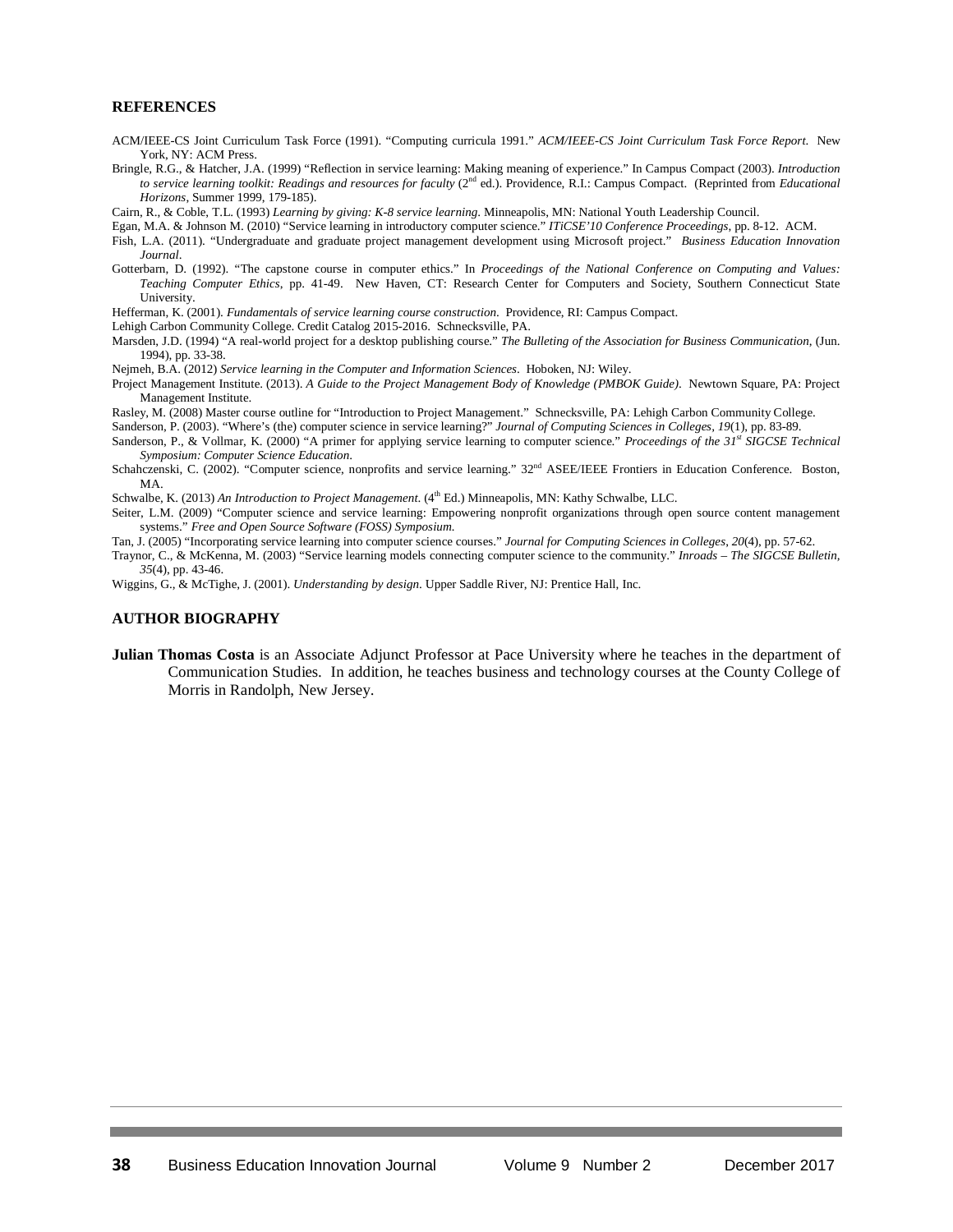## REFERENCES

ACM/IEEE-CS Joint Curriculum Task Force (1991). "Computing curricula 1991." *ACM/IEEE-CS Joint Curriculum Task Force Report*. New York, NY: ACM Press.

Bringle, R.G., & Hatcher, J.A. (1999) "Reflection in service learning: Making meaning of experience." In Campus Compact (2003). *Introduction to service learning toolkit: Readings and resources for faculty* (2nd ed.). Providence, R.I.: Campus Compact. (Reprinted from *Educational Horizons*, Summer 1999, 179-185).

Cairn, R., & Coble, T.L. (1993) *Learning by giving: K-8 service learning*. Minneapolis, MN: National Youth Leadership Council.

Egan, M.A. & Johnson M. (2010) "Service learning in introductory computer science." *ITiCSE'10 Conference Proceedings*, pp. 8-12. ACM.

Fish, L.A. (2011). "Undergraduate and graduate project management development using Microsoft project." *Business Education Innovation Journal*.

Gotterbarn, D. (1992). "The capstone course in computer ethics." In *Proceedings of the National Conference on Computing and Values: Teaching Computer Ethics*, pp. 41-49. New Haven, CT: Research Center for Computers and Society, Southern Connecticut State University.

Hefferman, K. (2001). *Fundamentals of service learning course construction*. Providence, RI: Campus Compact.

Lehigh Carbon Community College. Credit Catalog 2015-2016. Schnecksville, PA.

Marsden, J.D. (1994) "A real-world project for a desktop publishing course." *The Bulleting of the Association for Business Communication*, (Jun. 1994), pp. 33-38.

Nejmeh, B.A. (2012) *Service learning in the Computer and Information Sciences*. Hoboken, NJ: Wiley.

Project Management Institute. (2013). *A Guide to the Project Management Body of Knowledge (PMBOK Guide)*. Newtown Square, PA: Project Management Institute.

Rasley, M. (2008) Master course outline for "Introduction to Project Management." Schnecksville, PA: Lehigh Carbon Community College.

Sanderson, P. (2003). "Where's (the) computer science in service learning?" *Journal of Computing Sciences in Colleges*, *19*(1), pp. 83-89.

Sanderson, P., & Vollmar, K. (2000) "A primer for applying service learning to computer science." *Proceedings of the 31st SIGCSE Technical Symposium: Computer Science Education*.

Schahczenski, C. (2002). "Computer science, nonprofits and service learning." 32nd ASEE/IEEE Frontiers in Education Conference. Boston, MA.

Schwalbe, K. (2013) *An Introduction to Project Management*. (4th Ed.) Minneapolis, MN: Kathy Schwalbe, LLC.

Seiter, L.M. (2009) "Computer science and service learning: Empowering nonprofit organizations through open source content management systems." *Free and Open Source Software (FOSS) Symposium*.

Tan, J. (2005) "Incorporating service learning into computer science courses." *Journal for Computing Sciences in Colleges*, *20*(4), pp. 57-62.

Traynor, C., & McKenna, M. (2003) "Service learning models connecting computer science to the community." *Inroads – The SIGCSE Bulletin*, *35*(4), pp. 43-46.

Wiggins, G., & McTighe, J. (2001). *Understanding by design*. Upper Saddle River, NJ: Prentice Hall, Inc.

## AUTHOR BIOGRAPHY

**Julian Thomas Costa** is an Associate Adjunct Professor at Pace University where he teaches in the department of Communication Studies. In addition, he teaches business and technology courses at the County College of Morris in Randolph, New Jersey.